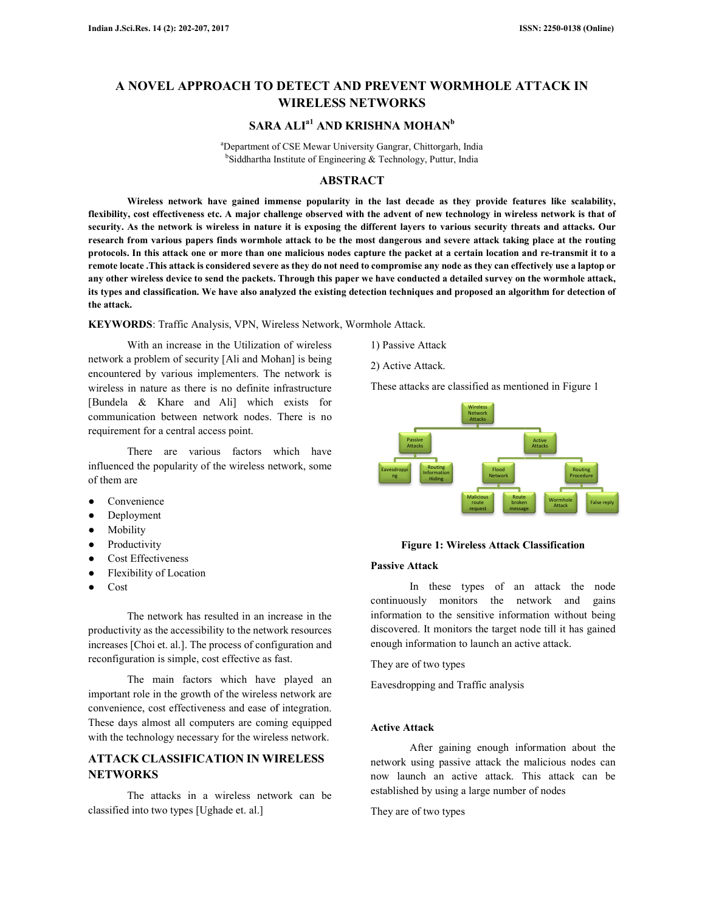# A NOVEL APPROACH TO DETECT AND PREVENT WORMHOLE ATTACK IN WIRELESS NETWORKS

## SARA ALI[a1] AND KRISHNA MOHAN[b]

[a]Department of CSE Mewar University Gangrar, Chittorgarh, India
[b]Siddhartha Institute of Engineering & Technology, Puttur, India

## ABSTRACT

**Wireless network have gained immense popularity in the last decade as they provide features like scalability, flexibility, cost effectiveness etc. A major challenge observed with the advent of new technology in wireless network is that of security. As the network is wireless in nature it is exposing the different layers to various security threats and attacks. Our research from various papers finds wormhole attack to be the most dangerous and severe attack taking place at the routing protocols. In this attack one or more than one malicious nodes capture the packet at a certain location and re-transmit it to a remote locate .This attack is considered severe as they do not need to compromise any node as they can effectively use a laptop or any other wireless device to send the packets. Through this paper we have conducted a detailed survey on the wormhole attack, its types and classification. We have also analyzed the existing detection techniques and proposed an algorithm for detection of the attack.**

**KEYWORDS**: Traffic Analysis, VPN, Wireless Network, Wormhole Attack.

With an increase in the Utilization of wireless network a problem of security [Ali and Mohan] is being encountered by various implementers. The network is wireless in nature as there is no definite infrastructure [Bundela & Khare and Ali] which exists for communication between network nodes. There is no requirement for a central access point.

There are various factors which have influenced the popularity of the wireless network, some of them are

- Convenience
- Deployment
- Mobility
- Productivity
- Cost Effectiveness
- Flexibility of Location
- Cost

The network has resulted in an increase in the productivity as the accessibility to the network resources increases [Choi et. al.]. The process of configuration and reconfiguration is simple, cost effective as fast.

The main factors which have played an important role in the growth of the wireless network are convenience, cost effectiveness and ease of integration. These days almost all computers are coming equipped with the technology necessary for the wireless network.

## ATTACK CLASSIFICATION IN WIRELESS NETWORKS

The attacks in a wireless network can be classified into two types [Ughade et. al.]

1) Passive Attack

2) Active Attack.

These attacks are classified as mentioned in Figure 1

**Figure 1: Wireless Attack Classification**

### Passive Attack

In these types of an attack the node continuously monitors the network and gains information to the sensitive information without being discovered. It monitors the target node till it has gained enough information to launch an active attack.

They are of two types

Eavesdropping and Traffic analysis

### Active Attack

After gaining enough information about the network using passive attack the malicious nodes can now launch an active attack. This attack can be established by using a large number of nodes

They are of two types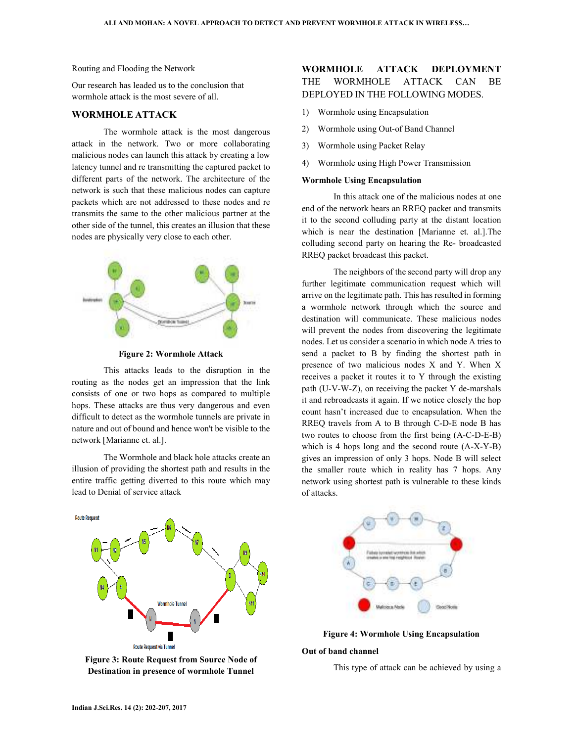Routing and Flooding the Network

Our research has leaded us to the conclusion that wormhole attack is the most severe of all.

## WORMHOLE ATTACK

The wormhole attack is the most dangerous attack in the network. Two or more collaborating malicious nodes can launch this attack by creating a low latency tunnel and re transmitting the captured packet to different parts of the network. The architecture of the network is such that these malicious nodes can capture packets which are not addressed to these nodes and re transmits the same to the other malicious partner at the other side of the tunnel, this creates an illusion that these nodes are physically very close to each other.

**Figure 2: Wormhole Attack**

This attacks leads to the disruption in the routing as the nodes get an impression that the link consists of one or two hops as compared to multiple hops. These attacks are thus very dangerous and even difficult to detect as the wormhole tunnels are private in nature and out of bound and hence won't be visible to the network [Marianne et. al.].

The Wormhole and black hole attacks create an illusion of providing the shortest path and results in the entire traffic getting diverted to this route which may lead to Denial of service attack

**Figure 3: Route Request from Source Node of Destination in presence of wormhole Tunnel**

## WORMHOLE ATTACK DEPLOYMENT THE WORMHOLE ATTACK CAN BE DEPLOYED IN THE FOLLOWING MODES.

1) Wormhole using Encapsulation
2) Wormhole using Out-of Band Channel
3) Wormhole using Packet Relay
4) Wormhole using High Power Transmission

### Wormhole Using Encapsulation

In this attack one of the malicious nodes at one end of the network hears an RREQ packet and transmits it to the second colluding party at the distant location which is near the destination [Marianne et. al.].The colluding second party on hearing the Re- broadcasted RREQ packet broadcast this packet.

The neighbors of the second party will drop any further legitimate communication request which will arrive on the legitimate path. This has resulted in forming a wormhole network through which the source and destination will communicate. These malicious nodes will prevent the nodes from discovering the legitimate nodes. Let us consider a scenario in which node A tries to send a packet to B by finding the shortest path in presence of two malicious nodes X and Y. When X receives a packet it routes it to Y through the existing path (U-V-W-Z), on receiving the packet Y de-marshals it and rebroadcasts it again. If we notice closely the hop count hasn't increased due to encapsulation. When the RREQ travels from A to B through C-D-E node B has two routes to choose from the first being (A-C-D-E-B) which is 4 hops long and the second route (A-X-Y-B) gives an impression of only 3 hops. Node B will select the smaller route which in reality has 7 hops. Any network using shortest path is vulnerable to these kinds of attacks.

**Figure 4: Wormhole Using Encapsulation**

### Out of band channel

This type of attack can be achieved by using a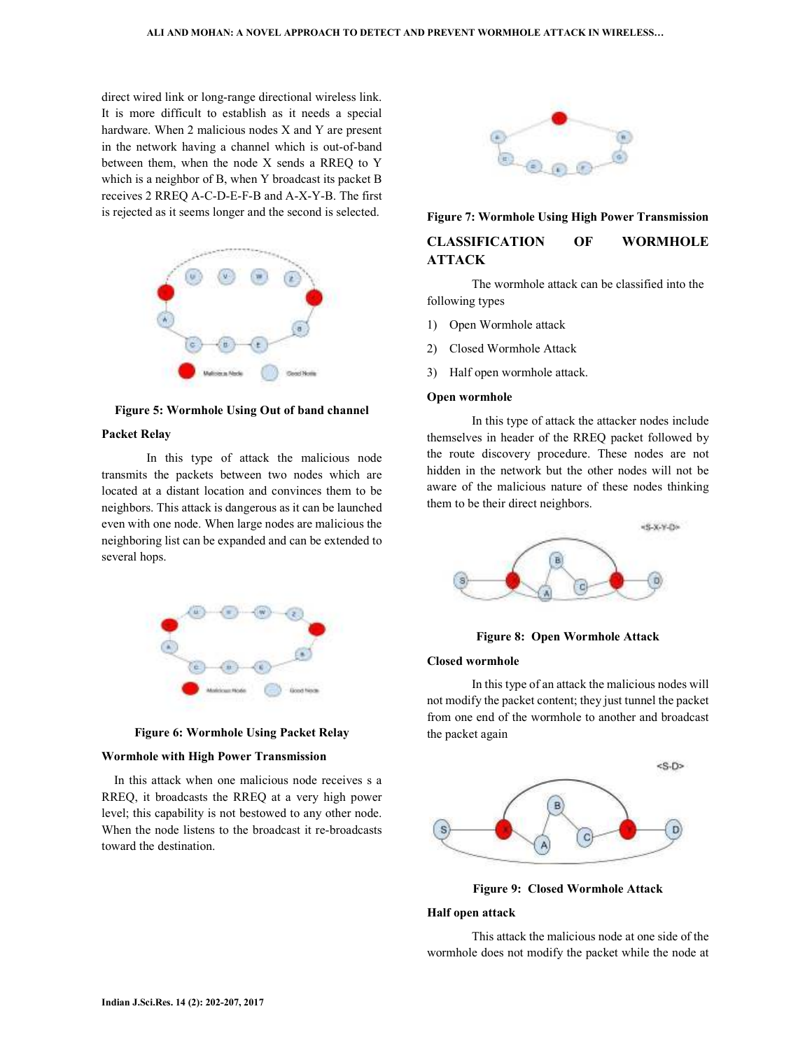direct wired link or long-range directional wireless link. It is more difficult to establish as it needs a special hardware. When 2 malicious nodes X and Y are present in the network having a channel which is out-of-band between them, when the node X sends a RREQ to Y which is a neighbor of B, when Y broadcast its packet B receives 2 RREQ A-C-D-E-F-B and A-X-Y-B. The first is rejected as it seems longer and the second is selected.

**Figure 5: Wormhole Using Out of band channel**

### Packet Relay

In this type of attack the malicious node transmits the packets between two nodes which are located at a distant location and convinces them to be neighbors. This attack is dangerous as it can be launched even with one node. When large nodes are malicious the neighboring list can be expanded and can be extended to several hops.

**Figure 6: Wormhole Using Packet Relay**

### Wormhole with High Power Transmission

In this attack when one malicious node receives s a RREQ, it broadcasts the RREQ at a very high power level; this capability is not bestowed to any other node. When the node listens to the broadcast it re-broadcasts toward the destination.

**Figure 7: Wormhole Using High Power Transmission**

## CLASSIFICATION OF WORMHOLE ATTACK

The wormhole attack can be classified into the following types

1) Open Wormhole attack
2) Closed Wormhole Attack
3) Half open wormhole attack.

### Open wormhole

In this type of attack the attacker nodes include themselves in header of the RREQ packet followed by the route discovery procedure. These nodes are not hidden in the network but the other nodes will not be aware of the malicious nature of these nodes thinking them to be their direct neighbors.

**Figure 8: Open Wormhole Attack**

### Closed wormhole

In this type of an attack the malicious nodes will not modify the packet content; they just tunnel the packet from one end of the wormhole to another and broadcast the packet again

**Figure 9: Closed Wormhole Attack**

### Half open attack

This attack the malicious node at one side of the wormhole does not modify the packet while the node at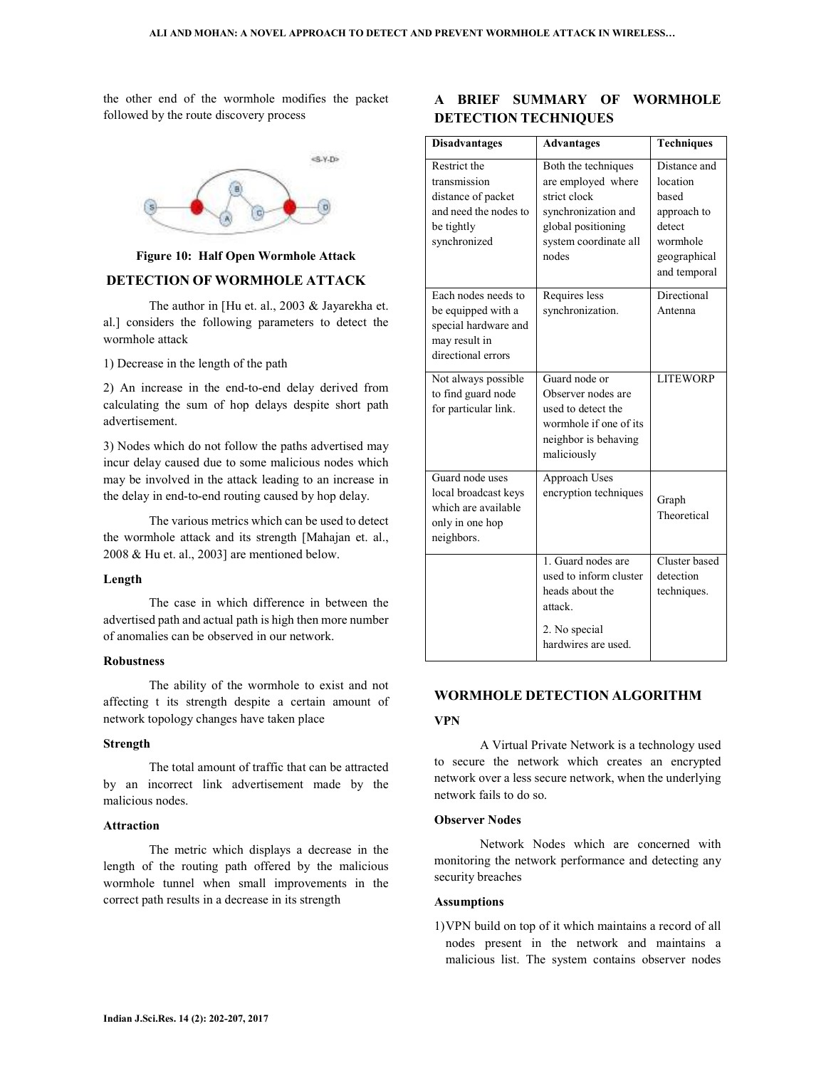the other end of the wormhole modifies the packet followed by the route discovery process

Figure 10: Half Open Wormhole Attack

## DETECTION OF WORMHOLE ATTACK

The author in [Hu et. al., 2003 & Jayarekha et. al.] considers the following parameters to detect the wormhole attack

1) Decrease in the length of the path

2) An increase in the end-to-end delay derived from calculating the sum of hop delays despite short path advertisement.

3) Nodes which do not follow the paths advertised may incur delay caused due to some malicious nodes which may be involved in the attack leading to an increase in the delay in end-to-end routing caused by hop delay.

The various metrics which can be used to detect the wormhole attack and its strength [Mahajan et. al., 2008 & Hu et. al., 2003] are mentioned below.

### Length

The case in which difference in between the advertised path and actual path is high then more number of anomalies can be observed in our network.

### Robustness

The ability of the wormhole to exist and not affecting t its strength despite a certain amount of network topology changes have taken place

### Strength

The total amount of traffic that can be attracted by an incorrect link advertisement made by the malicious nodes.

### Attraction

The metric which displays a decrease in the length of the routing path offered by the malicious wormhole tunnel when small improvements in the correct path results in a decrease in its strength

## A BRIEF SUMMARY OF WORMHOLE DETECTION TECHNIQUES

| Disadvantages | Advantages | Techniques |
|---|---|---|
| Restrict the transmission distance of packet and need the nodes to be tightly synchronized | Both the techniques are employed where strict clock synchronization and global positioning system coordinate all nodes | Distance and location based approach to detect wormhole geographical and temporal |
| Each nodes needs to be equipped with a special hardware and may result in directional errors | Requires less synchronization. | Directional Antenna |
| Not always possible to find guard node for particular link. | Guard node or Observer nodes are used to detect the wormhole if one of its neighbor is behaving maliciously | LITEWORP |
| Guard node uses local broadcast keys which are available only in one hop neighbors. | Approach Uses encryption techniques | Graph Theoretical |
| | 1. Guard nodes are used to inform cluster heads about the attack. 2. No special hardwires are used. | Cluster based detection techniques. |

## WORMHOLE DETECTION ALGORITHM

### VPN

A Virtual Private Network is a technology used to secure the network which creates an encrypted network over a less secure network, when the underlying network fails to do so.

### Observer Nodes

Network Nodes which are concerned with monitoring the network performance and detecting any security breaches

### Assumptions

1) VPN build on top of it which maintains a record of all nodes present in the network and maintains a malicious list. The system contains observer nodes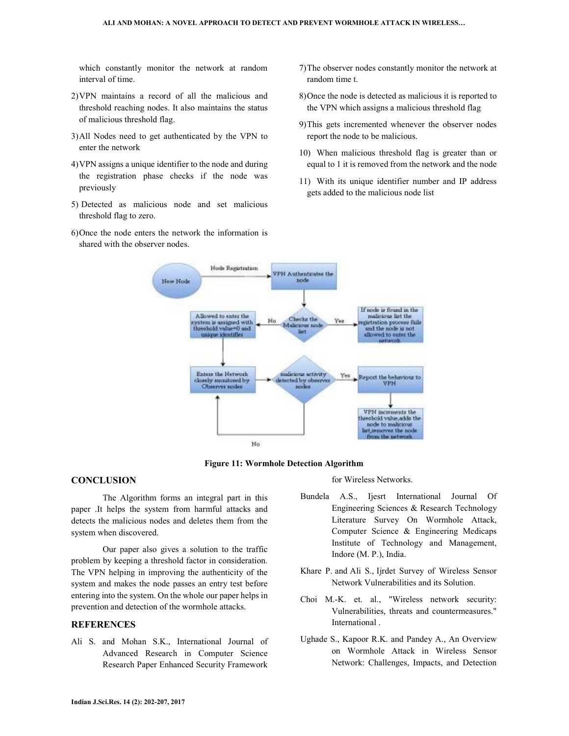which constantly monitor the network at random interval of time.

2) VPN maintains a record of all the malicious and threshold reaching nodes. It also maintains the status of malicious threshold flag.

3) All Nodes need to get authenticated by the VPN to enter the network

4) VPN assigns a unique identifier to the node and during the registration phase checks if the node was previously

5) Detected as malicious node and set malicious threshold flag to zero.

6) Once the node enters the network the information is shared with the observer nodes.

7) The observer nodes constantly monitor the network at random time t.

8) Once the node is detected as malicious it is reported to the VPN which assigns a malicious threshold flag

9) This gets incremented whenever the observer nodes report the node to be malicious.

10) When malicious threshold flag is greater than or equal to 1 it is removed from the network and the node

11) With its unique identifier number and IP address gets added to the malicious node list

**Figure 11: Wormhole Detection Algorithm**

## CONCLUSION

The Algorithm forms an integral part in this paper .It helps the system from harmful attacks and detects the malicious nodes and deletes them from the system when discovered.

Our paper also gives a solution to the traffic problem by keeping a threshold factor in consideration. The VPN helping in improving the authenticity of the system and makes the node passes an entry test before entering into the system. On the whole our paper helps in prevention and detection of the wormhole attacks.

## REFERENCES

Ali S. and Mohan S.K., International Journal of Advanced Research in Computer Science Research Paper Enhanced Security Framework for Wireless Networks.

Bundela A.S., Ijesrt International Journal Of Engineering Sciences & Research Technology Literature Survey On Wormhole Attack, Computer Science & Engineering Medicaps Institute of Technology and Management, Indore (M. P.), India.

Khare P. and Ali S., Ijrdet Survey of Wireless Sensor Network Vulnerabilities and its Solution.

Choi M.-K. et. al., "Wireless network security: Vulnerabilities, threats and countermeasures." International .

Ughade S., Kapoor R.K. and Pandey A., An Overview on Wormhole Attack in Wireless Sensor Network: Challenges, Impacts, and Detection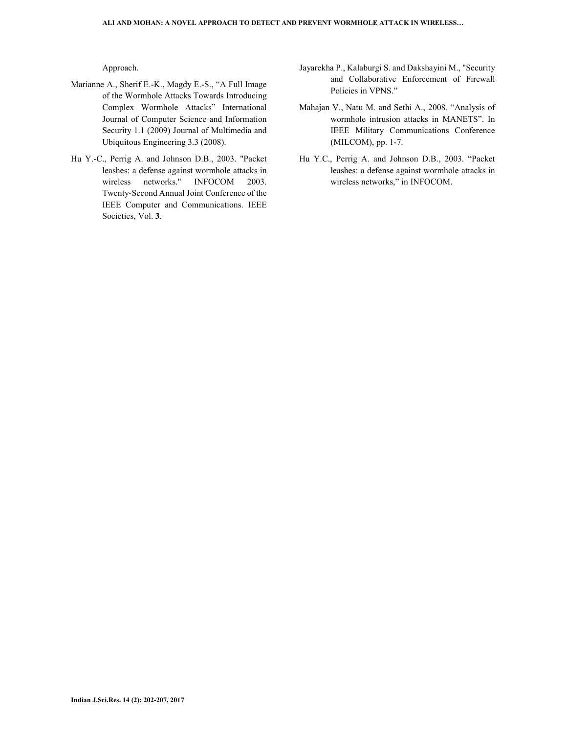Approach.

Marianne A., Sherif E.-K., Magdy E.-S., “A Full Image of the Wormhole Attacks Towards Introducing Complex Wormhole Attacks” International Journal of Computer Science and Information Security 1.1 (2009) Journal of Multimedia and Ubiquitous Engineering 3.3 (2008).

Hu Y.-C., Perrig A. and Johnson D.B., 2003. "Packet leashes: a defense against wormhole attacks in wireless networks." INFOCOM 2003. Twenty-Second Annual Joint Conference of the IEEE Computer and Communications. IEEE Societies, Vol. **3**.

Jayarekha P., Kalaburgi S. and Dakshayini M., "Security and Collaborative Enforcement of Firewall Policies in VPNS."

Mahajan V., Natu M. and Sethi A., 2008. “Analysis of wormhole intrusion attacks in MANETS”. In IEEE Military Communications Conference (MILCOM), pp. 1-7.

Hu Y.C., Perrig A. and Johnson D.B., 2003. “Packet leashes: a defense against wormhole attacks in wireless networks,” in INFOCOM.